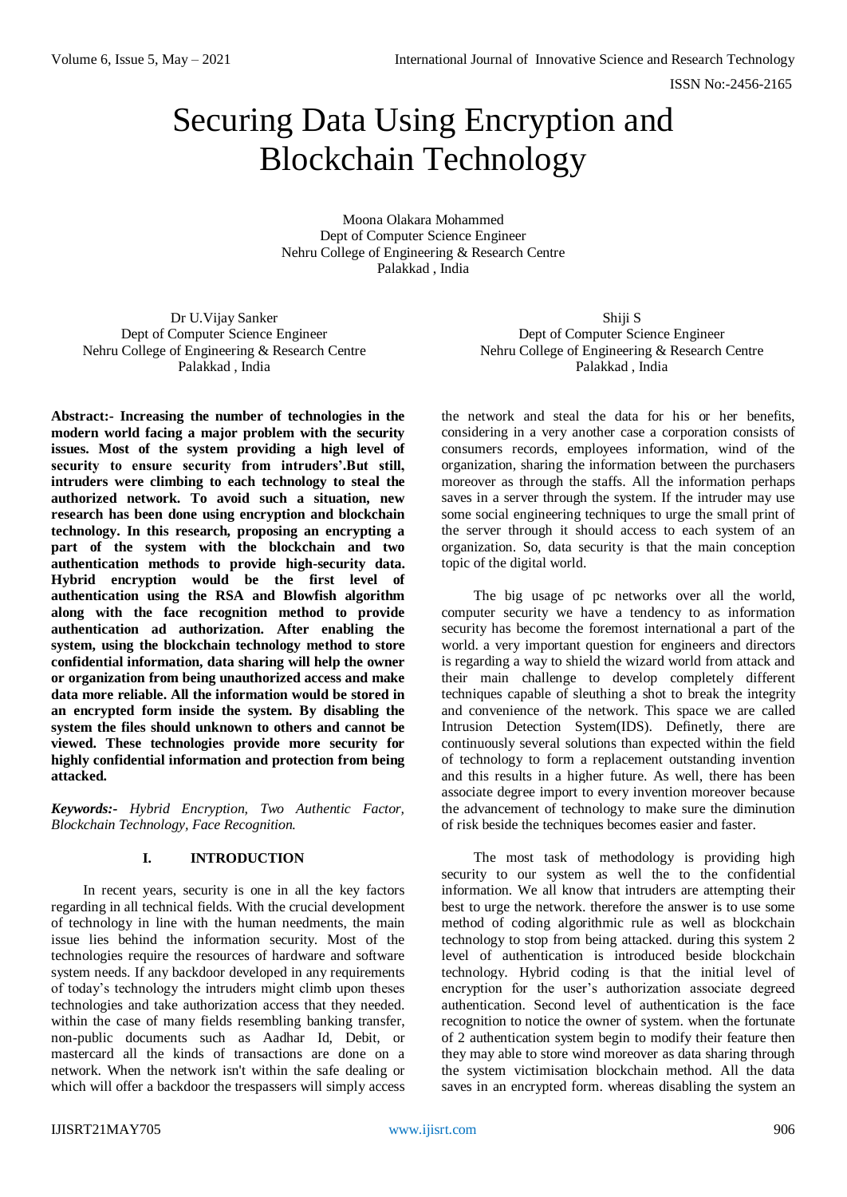# Securing Data Using Encryption and Blockchain Technology

Moona Olakara Mohammed
Dept of Computer Science Engineer
Nehru College of Engineering & Research Centre
Palakkad , India

Dr U.Vijay Sanker
Dept of Computer Science Engineer
Nehru College of Engineering & Research Centre
Palakkad , India

Shiji S
Dept of Computer Science Engineer
Nehru College of Engineering & Research Centre
Palakkad , India

**Abstract:- Increasing the number of technologies in the modern world facing a major problem with the security issues. Most of the system providing a high level of security to ensure security from intruders'.But still, intruders were climbing to each technology to steal the authorized network. To avoid such a situation, new research has been done using encryption and blockchain technology. In this research, proposing an encrypting a part of the system with the blockchain and two authentication methods to provide high-security data. Hybrid encryption would be the first level of authentication using the RSA and Blowfish algorithm along with the face recognition method to provide authentication ad authorization. After enabling the system, using the blockchain technology method to store confidential information, data sharing will help the owner or organization from being unauthorized access and make data more reliable. All the information would be stored in an encrypted form inside the system. By disabling the system the files should unknown to others and cannot be viewed. These technologies provide more security for highly confidential information and protection from being attacked.**

***Keywords:-*** *Hybrid Encryption, Two Authentic Factor, Blockchain Technology, Face Recognition.*

## I. INTRODUCTION

In recent years, security is one in all the key factors regarding in all technical fields. With the crucial development of technology in line with the human needments, the main issue lies behind the information security. Most of the technologies require the resources of hardware and software system needs. If any backdoor developed in any requirements of today's technology the intruders might climb upon theses technologies and take authorization access that they needed. within the case of many fields resembling banking transfer, non-public documents such as Aadhar Id, Debit, or mastercard all the kinds of transactions are done on a network. When the network isn't within the safe dealing or which will offer a backdoor the trespassers will simply access the network and steal the data for his or her benefits, considering in a very another case a corporation consists of consumers records, employees information, wind of the organization, sharing the information between the purchasers moreover as through the staffs. All the information perhaps saves in a server through the system. If the intruder may use some social engineering techniques to urge the small print of the server through it should access to each system of an organization. So, data security is that the main conception topic of the digital world.

The big usage of pc networks over all the world, computer security we have a tendency to as information security has become the foremost international a part of the world. a very important question for engineers and directors is regarding a way to shield the wizard world from attack and their main challenge to develop completely different techniques capable of sleuthing a shot to break the integrity and convenience of the network. This space we are called Intrusion Detection System(IDS). Definetly, there are continuously several solutions than expected within the field of technology to form a replacement outstanding invention and this results in a higher future. As well, there has been associate degree import to every invention moreover because the advancement of technology to make sure the diminution of risk beside the techniques becomes easier and faster.

The most task of methodology is providing high security to our system as well the to the confidential information. We all know that intruders are attempting their best to urge the network. therefore the answer is to use some method of coding algorithmic rule as well as blockchain technology to stop from being attacked. during this system 2 level of authentication is introduced beside blockchain technology. Hybrid coding is that the initial level of encryption for the user's authorization associate degreed authentication. Second level of authentication is the face recognition to notice the owner of system. when the fortunate of 2 authentication system begin to modify their feature then they may able to store wind moreover as data sharing through the system victimisation blockchain method. All the data saves in an encrypted form. whereas disabling the system an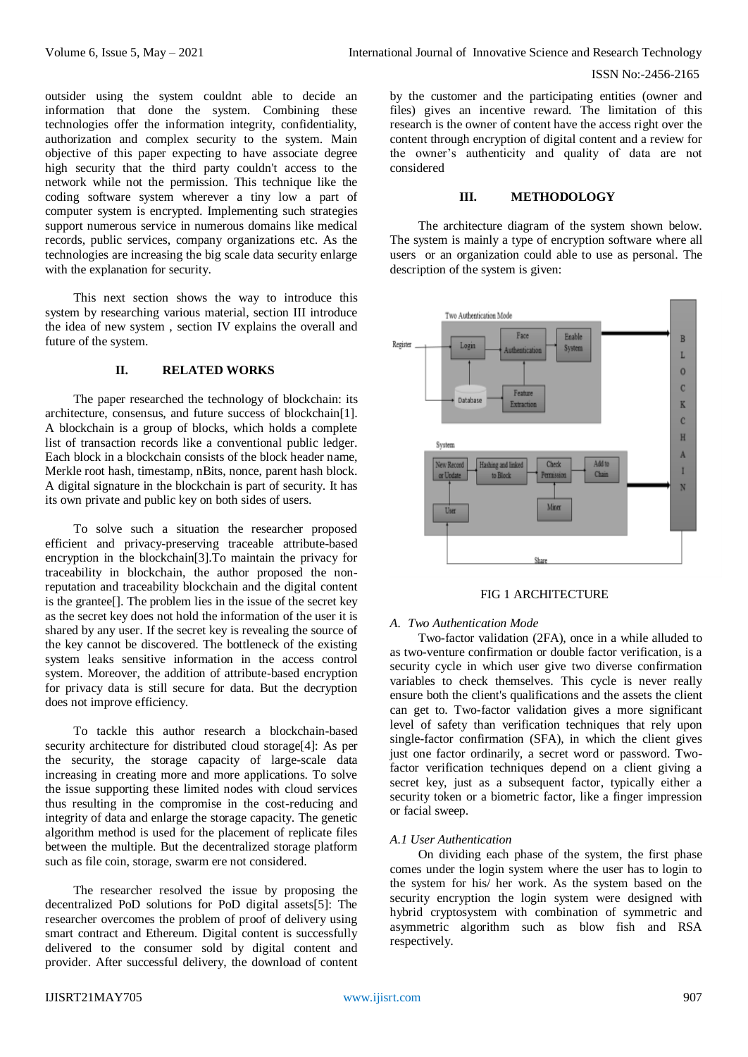outsider using the system couldnt able to decide an information that done the system. Combining these technologies offer the information integrity, confidentiality, authorization and complex security to the system. Main objective of this paper expecting to have associate degree high security that the third party couldn't access to the network while not the permission. This technique like the coding software system wherever a tiny low a part of computer system is encrypted. Implementing such strategies support numerous service in numerous domains like medical records, public services, company organizations etc. As the technologies are increasing the big scale data security enlarge with the explanation for security.

This next section shows the way to introduce this system by researching various material, section III introduce the idea of new system , section IV explains the overall and future of the system.

## II. RELATED WORKS

The paper researched the technology of blockchain: its architecture, consensus, and future success of blockchain[1]. A blockchain is a group of blocks, which holds a complete list of transaction records like a conventional public ledger. Each block in a blockchain consists of the block header name, Merkle root hash, timestamp, nBits, nonce, parent hash block. A digital signature in the blockchain is part of security. It has its own private and public key on both sides of users.

To solve such a situation the researcher proposed efficient and privacy-preserving traceable attribute-based encryption in the blockchain[3].To maintain the privacy for traceability in blockchain, the author proposed the non-reputation and traceability blockchain and the digital content is the grantee[]. The problem lies in the issue of the secret key as the secret key does not hold the information of the user it is shared by any user. If the secret key is revealing the source of the key cannot be discovered. The bottleneck of the existing system leaks sensitive information in the access control system. Moreover, the addition of attribute-based encryption for privacy data is still secure for data. But the decryption does not improve efficiency.

To tackle this author research a blockchain-based security architecture for distributed cloud storage[4]: As per the security, the storage capacity of large-scale data increasing in creating more and more applications. To solve the issue supporting these limited nodes with cloud services thus resulting in the compromise in the cost-reducing and integrity of data and enlarge the storage capacity. The genetic algorithm method is used for the placement of replicate files between the multiple. But the decentralized storage platform such as file coin, storage, swarm ere not considered.

The researcher resolved the issue by proposing the decentralized PoD solutions for PoD digital assets[5]: The researcher overcomes the problem of proof of delivery using smart contract and Ethereum. Digital content is successfully delivered to the consumer sold by digital content and provider. After successful delivery, the download of content by the customer and the participating entities (owner and files) gives an incentive reward. The limitation of this research is the owner of content have the access right over the content through encryption of digital content and a review for the owner's authenticity and quality of data are not considered

## III. METHODOLOGY

The architecture diagram of the system shown below. The system is mainly a type of encryption software where all users or an organization could able to use as personal. The description of the system is given:

FIG 1 ARCHITECTURE

### A. *Two Authentication Mode*

Two-factor validation (2FA), once in a while alluded to as two-venture confirmation or double factor verification, is a security cycle in which user give two diverse confirmation variables to check themselves. This cycle is never really ensure both the client's qualifications and the assets the client can get to. Two-factor validation gives a more significant level of safety than verification techniques that rely upon single-factor confirmation (SFA), in which the client gives just one factor ordinarily, a secret word or password. Two-factor verification techniques depend on a client giving a secret key, just as a subsequent factor, typically either a security token or a biometric factor, like a finger impression or facial sweep.

#### *A.1 User Authentication*

On dividing each phase of the system, the first phase comes under the login system where the user has to login to the system for his/ her work. As the system based on the security encryption the login system were designed with hybrid cryptosystem with combination of symmetric and asymmetric algorithm such as blow fish and RSA respectively.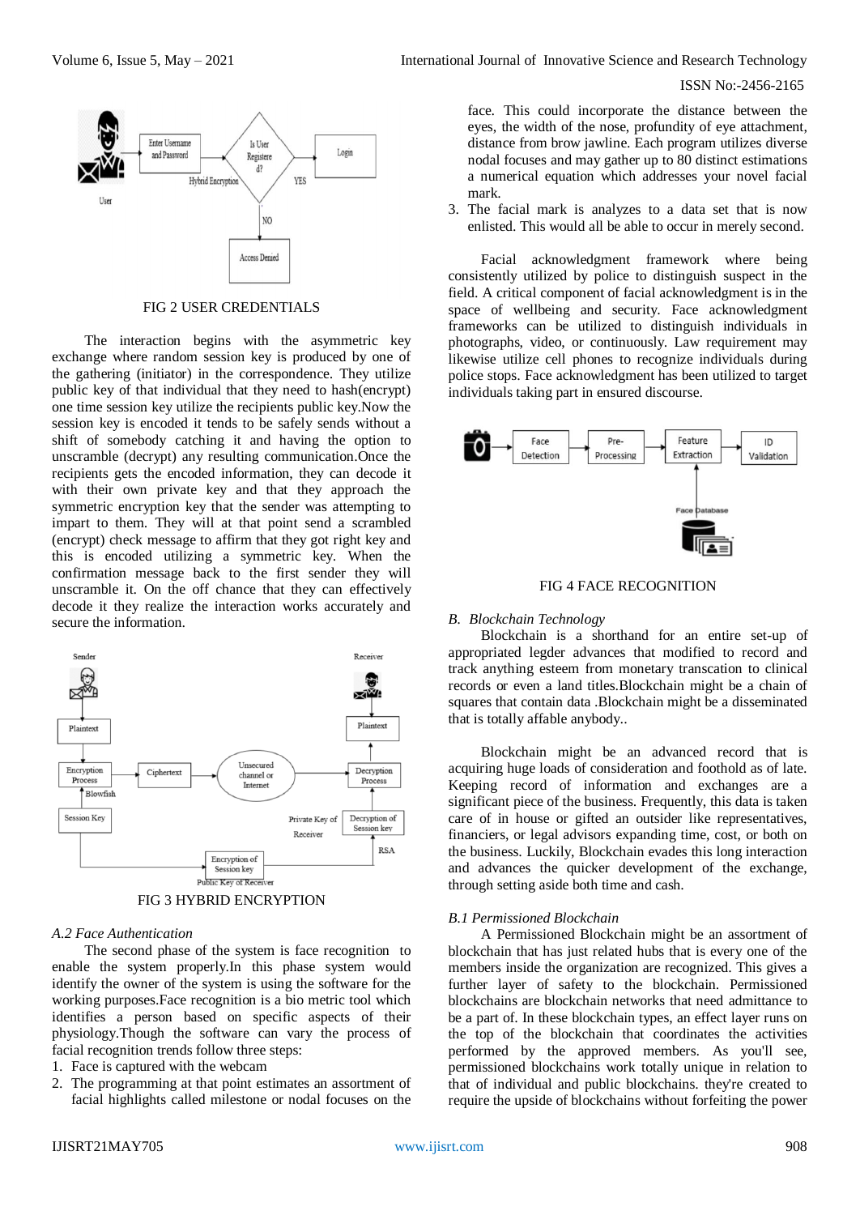FIG 2 USER CREDENTIALS

The interaction begins with the asymmetric key exchange where random session key is produced by one of the gathering (initiator) in the correspondence. They utilize public key of that individual that they need to hash(encrypt) one time session key utilize the recipients public key.Now the session key is encoded it tends to be safely sends without a shift of somebody catching it and having the option to unscramble (decrypt) any resulting communication.Once the recipients gets the encoded information, they can decode it with their own private key and that they approach the symmetric encryption key that the sender was attempting to impart to them. They will at that point send a scrambled (encrypt) check message to affirm that they got right key and this is encoded utilizing a symmetric key. When the confirmation message back to the first sender they will unscramble it. On the off chance that they can effectively decode it they realize the interaction works accurately and secure the information.

FIG 3 HYBRID ENCRYPTION

### A.2 Face Authentication

The second phase of the system is face recognition to enable the system properly.In this phase system would identify the owner of the system is using the software for the working purposes.Face recognition is a bio metric tool which identifies a person based on specific aspects of their physiology.Though the software can vary the process of facial recognition trends follow three steps:

1. Face is captured with the webcam
2. The programming at that point estimates an assortment of facial highlights called milestone or nodal focuses on the face. This could incorporate the distance between the eyes, the width of the nose, profundity of eye attachment, distance from brow jawline. Each program utilizes diverse nodal focuses and may gather up to 80 distinct estimations a numerical equation which addresses your novel facial mark.
3. The facial mark is analyzes to a data set that is now enlisted. This would all be able to occur in merely second.

Facial acknowledgment framework where being consistently utilized by police to distinguish suspect in the field. A critical component of facial acknowledgment is in the space of wellbeing and security. Face acknowledgment frameworks can be utilized to distinguish individuals in photographs, video, or continuously. Law requirement may likewise utilize cell phones to recognize individuals during police stops. Face acknowledgment has been utilized to target individuals taking part in ensured discourse.

FIG 4 FACE RECOGNITION

### B. Blockchain Technology

Blockchain is a shorthand for an entire set-up of appropriated legder advances that modified to record and track anything esteem from monetary transcation to clinical records or even a land titles.Blockchain might be a chain of squares that contain data .Blockchain might be a disseminated that is totally affable anybody..

Blockchain might be an advanced record that is acquiring huge loads of consideration and foothold as of late. Keeping record of information and exchanges are a significant piece of the business. Frequently, this data is taken care of in house or gifted an outsider like representatives, financiers, or legal advisors expanding time, cost, or both on the business. Luckily, Blockchain evades this long interaction and advances the quicker development of the exchange, through setting aside both time and cash.

### B.1 Permissioned Blockchain

A Permissioned Blockchain might be an assortment of blockchain that has just related hubs that is every one of the members inside the organization are recognized. This gives a further layer of safety to the blockchain. Permissioned blockchains are blockchain networks that need admittance to be a part of. In these blockchain types, an effect layer runs on the top of the blockchain that coordinates the activities performed by the approved members. As you'll see, permissioned blockchains work totally unique in relation to that of individual and public blockchains. they're created to require the upside of blockchains without forfeiting the power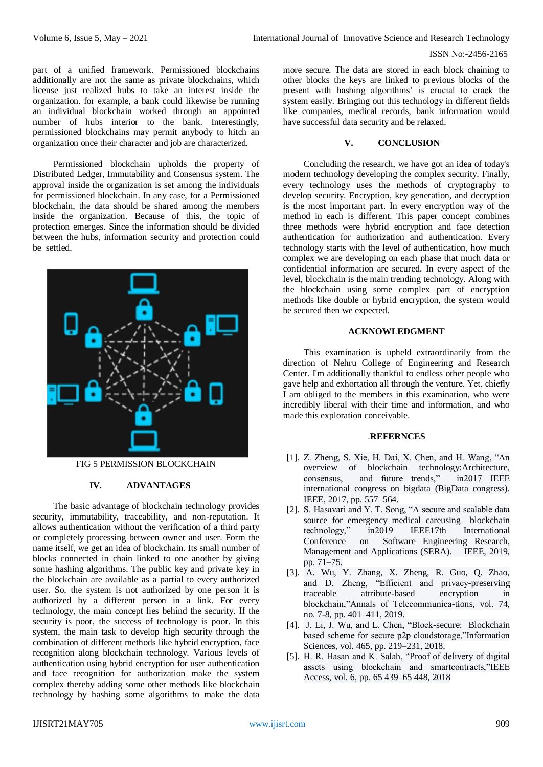part of a unified framework. Permissioned blockchains additionally are not the same as private blockchains, which license just realized hubs to take an interest inside the organization. for example, a bank could likewise be running an individual blockchain worked through an appointed number of hubs interior to the bank. Interestingly, permissioned blockchains may permit anybody to hitch an organization once their character and job are characterized.

Permissioned blockchain upholds the property of Distributed Ledger, Immutability and Consensus system. The approval inside the organization is set among the individuals for permissioned blockchain. In any case, for a Permissioned blockchain, the data should be shared among the members inside the organization. Because of this, the topic of protection emerges. Since the information should be divided between the hubs, information security and protection could be settled.

FIG 5 PERMISSION BLOCKCHAIN

## IV. ADVANTAGES

The basic advantage of blockchain technology provides security, immutability, traceability, and non-reputation. It allows authentication without the verification of a third party or completely processing between owner and user. Form the name itself, we get an idea of blockchain. Its small number of blocks connected in chain linked to one another by giving some hashing algorithms. The public key and private key in the blockchain are available as a partial to every authorized user. So, the system is not authorized by one person it is authorized by a different person in a link. For every technology, the main concept lies behind the security. If the security is poor, the success of technology is poor. In this system, the main task to develop high security through the combination of different methods like hybrid encryption, face recognition along blockchain technology. Various levels of authentication using hybrid encryption for user authentication and face recognition for authorization make the system complex thereby adding some other methods like blockchain technology by hashing some algorithms to make the data more secure. The data are stored in each block chaining to other blocks the keys are linked to previous blocks of the present with hashing algorithms' is crucial to crack the system easily. Bringing out this technology in different fields like companies, medical records, bank information would have successful data security and be relaxed.

## V. CONCLUSION

Concluding the research, we have got an idea of today's modern technology developing the complex security. Finally, every technology uses the methods of cryptography to develop security. Encryption, key generation, and decryption is the most important part. In every encryption way of the method in each is different. This paper concept combines three methods were hybrid encryption and face detection authentication for authorization and authentication. Every technology starts with the level of authentication, how much complex we are developing on each phase that much data or confidential information are secured. In every aspect of the level, blockchain is the main trending technology. Along with the blockchain using some complex part of encryption methods like double or hybrid encryption, the system would be secured then we expected.

## ACKNOWLEDGMENT

This examination is upheld extraordinarily from the direction of Nehru College of Engineering and Research Center. I'm additionally thankful to endless other people who gave help and exhortation all through the venture. Yet, chiefly I am obliged to the members in this examination, who were incredibly liberal with their time and information, and who made this exploration conceivable.

## .REFERNCES

[1]. Z. Zheng, S. Xie, H. Dai, X. Chen, and H. Wang, "An overview of blockchain technology:Architecture, consensus, and future trends," in2017 IEEE international congress on bigdata (BigData congress). IEEE, 2017, pp. 557–564.

[2]. S. Hasavari and Y. T. Song, "A secure and scalable data source for emergency medical careusing blockchain technology," in2019 IEEE17th International Conference on Software Engineering Research, Management and Applications (SERA). IEEE, 2019, pp. 71–75.

[3]. A. Wu, Y. Zhang, X. Zheng, R. Guo, Q. Zhao, and D. Zheng, "Efficient and privacy-preserving traceable attribute-based encryption in blockchain,"Annals of Telecommunica-tions, vol. 74, no. 7-8, pp. 401–411, 2019.

[4]. J. Li, J. Wu, and L. Chen, "Block-secure: Blockchain based scheme for secure p2p cloudstorage,"Information Sciences, vol. 465, pp. 219–231, 2018.

[5]. H. R. Hasan and K. Salah, "Proof of delivery of digital assets using blockchain and smartcontracts,"IEEE Access, vol. 6, pp. 65 439–65 448, 2018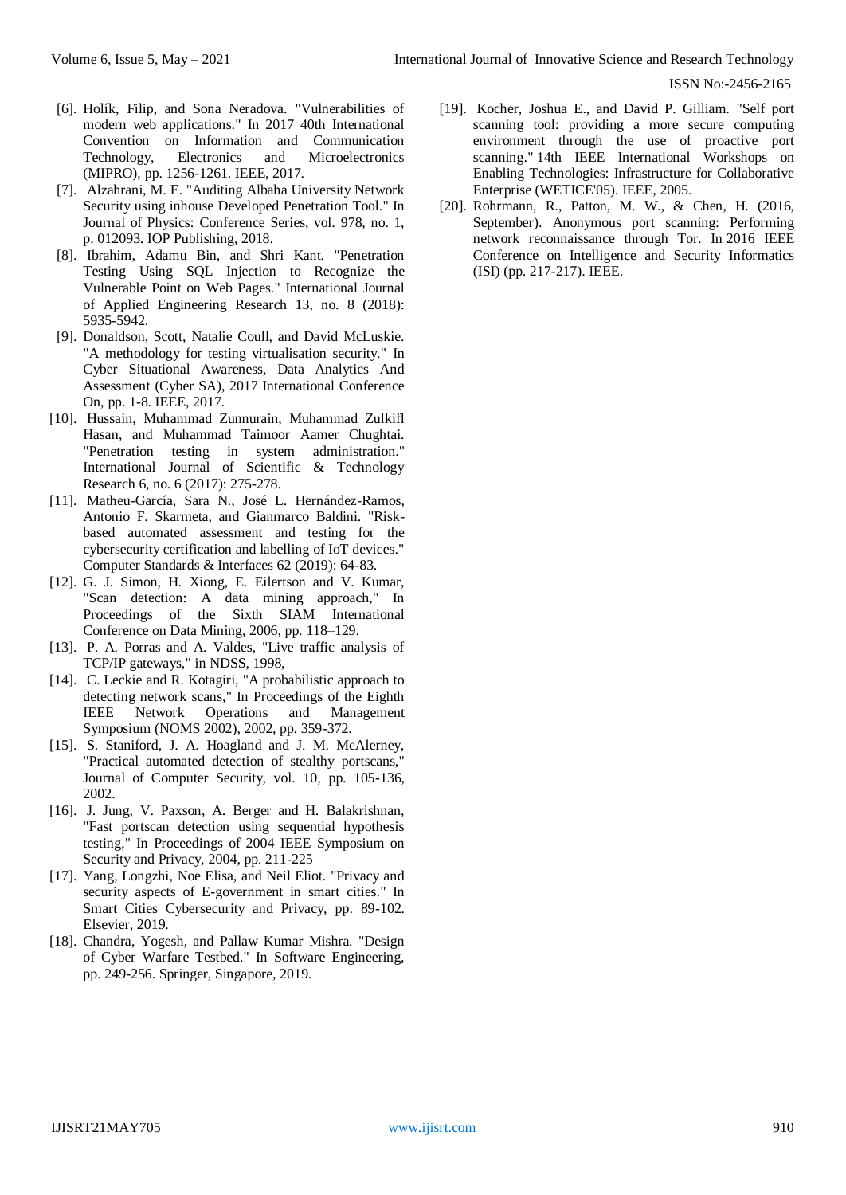[6]. Holík, Filip, and Sona Neradova. "Vulnerabilities of modern web applications." In 2017 40th International Convention on Information and Communication Technology, Electronics and Microelectronics (MIPRO), pp. 1256-1261. IEEE, 2017.

[7]. Alzahrani, M. E. "Auditing Albaha University Network Security using inhouse Developed Penetration Tool." In Journal of Physics: Conference Series, vol. 978, no. 1, p. 012093. IOP Publishing, 2018.

[8]. Ibrahim, Adamu Bin, and Shri Kant. "Penetration Testing Using SQL Injection to Recognize the Vulnerable Point on Web Pages." International Journal of Applied Engineering Research 13, no. 8 (2018): 5935-5942.

[9]. Donaldson, Scott, Natalie Coull, and David McLuskie. "A methodology for testing virtualisation security." In Cyber Situational Awareness, Data Analytics And Assessment (Cyber SA), 2017 International Conference On, pp. 1-8. IEEE, 2017.

[10]. Hussain, Muhammad Zunnurain, Muhammad Zulkifl Hasan, and Muhammad Taimoor Aamer Chughtai. "Penetration testing in system administration." International Journal of Scientific & Technology Research 6, no. 6 (2017): 275-278.

[11]. Matheu-García, Sara N., José L. Hernández-Ramos, Antonio F. Skarmeta, and Gianmarco Baldini. "Risk-based automated assessment and testing for the cybersecurity certification and labelling of IoT devices." Computer Standards & Interfaces 62 (2019): 64-83.

[12]. G. J. Simon, H. Xiong, E. Eilertson and V. Kumar, "Scan detection: A data mining approach," In Proceedings of the Sixth SIAM International Conference on Data Mining, 2006, pp. 118–129.

[13]. P. A. Porras and A. Valdes, "Live traffic analysis of TCP/IP gateways," in NDSS, 1998,

[14]. C. Leckie and R. Kotagiri, "A probabilistic approach to detecting network scans," In Proceedings of the Eighth IEEE Network Operations and Management Symposium (NOMS 2002), 2002, pp. 359-372.

[15]. S. Staniford, J. A. Hoagland and J. M. McAlerney, "Practical automated detection of stealthy portscans," Journal of Computer Security, vol. 10, pp. 105-136, 2002.

[16]. J. Jung, V. Paxson, A. Berger and H. Balakrishnan, "Fast portscan detection using sequential hypothesis testing," In Proceedings of 2004 IEEE Symposium on Security and Privacy, 2004, pp. 211-225

[17]. Yang, Longzhi, Noe Elisa, and Neil Eliot. "Privacy and security aspects of E-government in smart cities." In Smart Cities Cybersecurity and Privacy, pp. 89-102. Elsevier, 2019.

[18]. Chandra, Yogesh, and Pallaw Kumar Mishra. "Design of Cyber Warfare Testbed." In Software Engineering, pp. 249-256. Springer, Singapore, 2019.

[19]. Kocher, Joshua E., and David P. Gilliam. "Self port scanning tool: providing a more secure computing environment through the use of proactive port scanning." 14th IEEE International Workshops on Enabling Technologies: Infrastructure for Collaborative Enterprise (WETICE'05). IEEE, 2005.

[20]. Rohrmann, R., Patton, M. W., & Chen, H. (2016, September). Anonymous port scanning: Performing network reconnaissance through Tor. In 2016 IEEE Conference on Intelligence and Security Informatics (ISI) (pp. 217-217). IEEE.